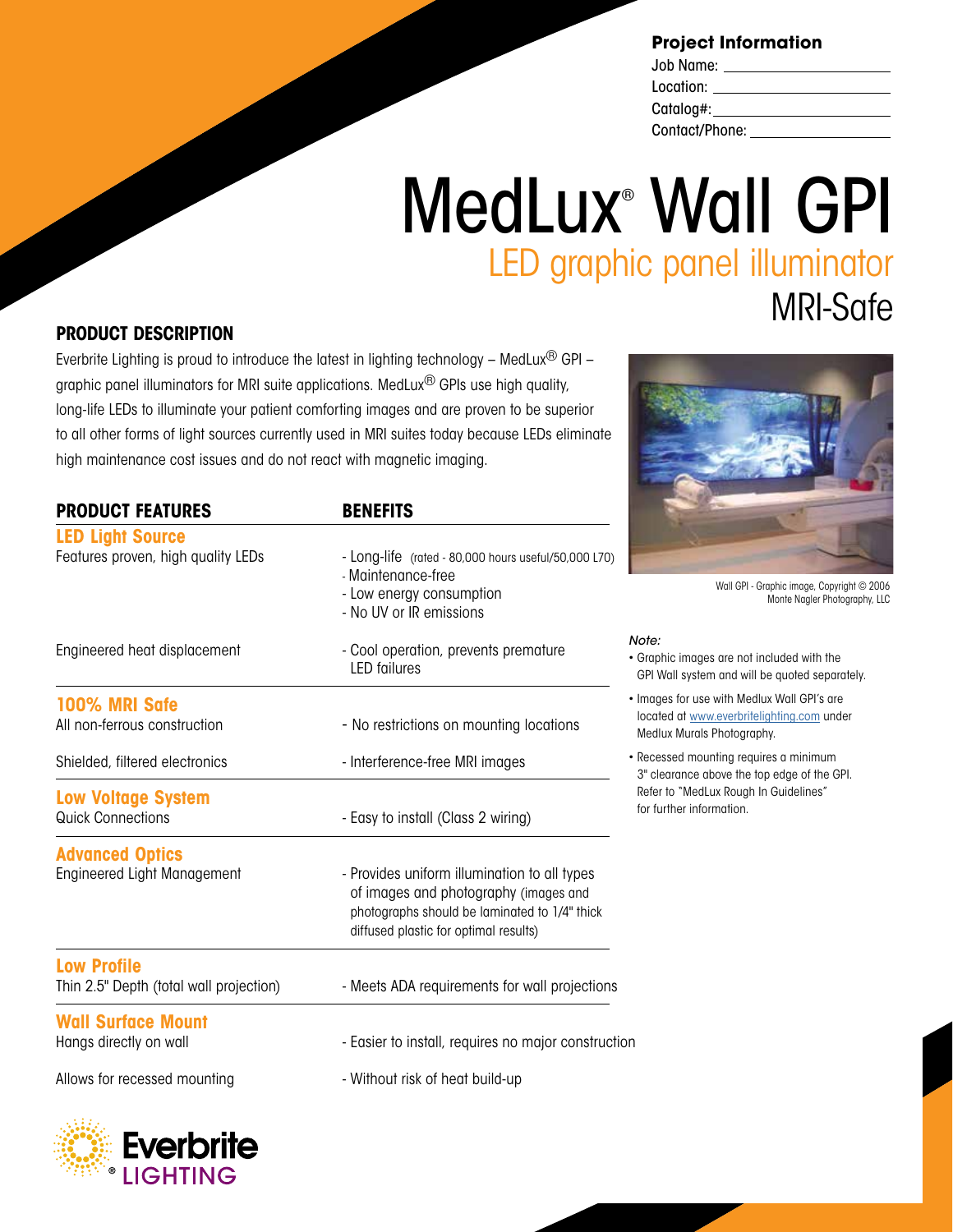## Project Information

Job Name: \_\_\_\_\_\_\_\_\_\_\_\_\_\_\_\_\_\_\_\_

Location: \_\_\_\_\_\_\_\_\_\_\_\_\_\_\_\_\_\_\_\_

Catalog#: \_\_\_\_\_\_\_\_\_\_\_\_\_\_\_\_\_\_\_\_

Contact/Phone: \_\_\_\_\_\_\_\_\_\_\_\_\_\_\_\_\_\_\_\_

# MedLux® Wall GPI

## LED graphic panel illuminator

## MRI-Safe

### PRODUCT DESCRIPTION

Everbrite Lighting is proud to introduce the latest in lighting technology – MedLux® GPI – graphic panel illuminators for MRI suite applications. MedLux® GPIs use high quality, long-life LEDs to illuminate your patient comforting images and are proven to be superior to all other forms of light sources currently used in MRI suites today because LEDs eliminate high maintenance cost issues and do not react with magnetic imaging.

| PRODUCT FEATURES | BENEFITS |
|---|---|
| **LED Light Source** | |
| Features proven, high quality LEDs | - Long-life (rated - 80,000 hours useful/50,000 L70)<br>- Maintenance-free<br>- Low energy consumption<br>- No UV or IR emissions |
| Engineered heat displacement | - Cool operation, prevents premature LED failures |
| **100% MRI Safe** | |
| All non-ferrous construction | - No restrictions on mounting locations |
| Shielded, filtered electronics | - Interference-free MRI images |
| **Low Voltage System** | |
| Quick Connections | - Easy to install (Class 2 wiring) |
| **Advanced Optics** | |
| Engineered Light Management | - Provides uniform illumination to all types of images and photography (images and photographs should be laminated to 1/4" thick diffused plastic for optimal results) |
| **Low Profile** | |
| Thin 2.5" Depth (total wall projection) | - Meets ADA requirements for wall projections |
| **Wall Surface Mount** | |
| Hangs directly on wall | - Easier to install, requires no major construction |
| Allows for recessed mounting | - Without risk of heat build-up |

Wall GPI - Graphic image, Copyright © 2006 Monte Nagler Photography, LLC

*Note:*

- Graphic images are not included with the GPI Wall system and will be quoted separately.
- Images for use with Medlux Wall GPI's are located at www.everbritelighting.com under Medlux Murals Photography.
- Recessed mounting requires a minimum 3" clearance above the top edge of the GPI. Refer to "MedLux Rough In Guidelines" for further information.

Everbrite® LIGHTING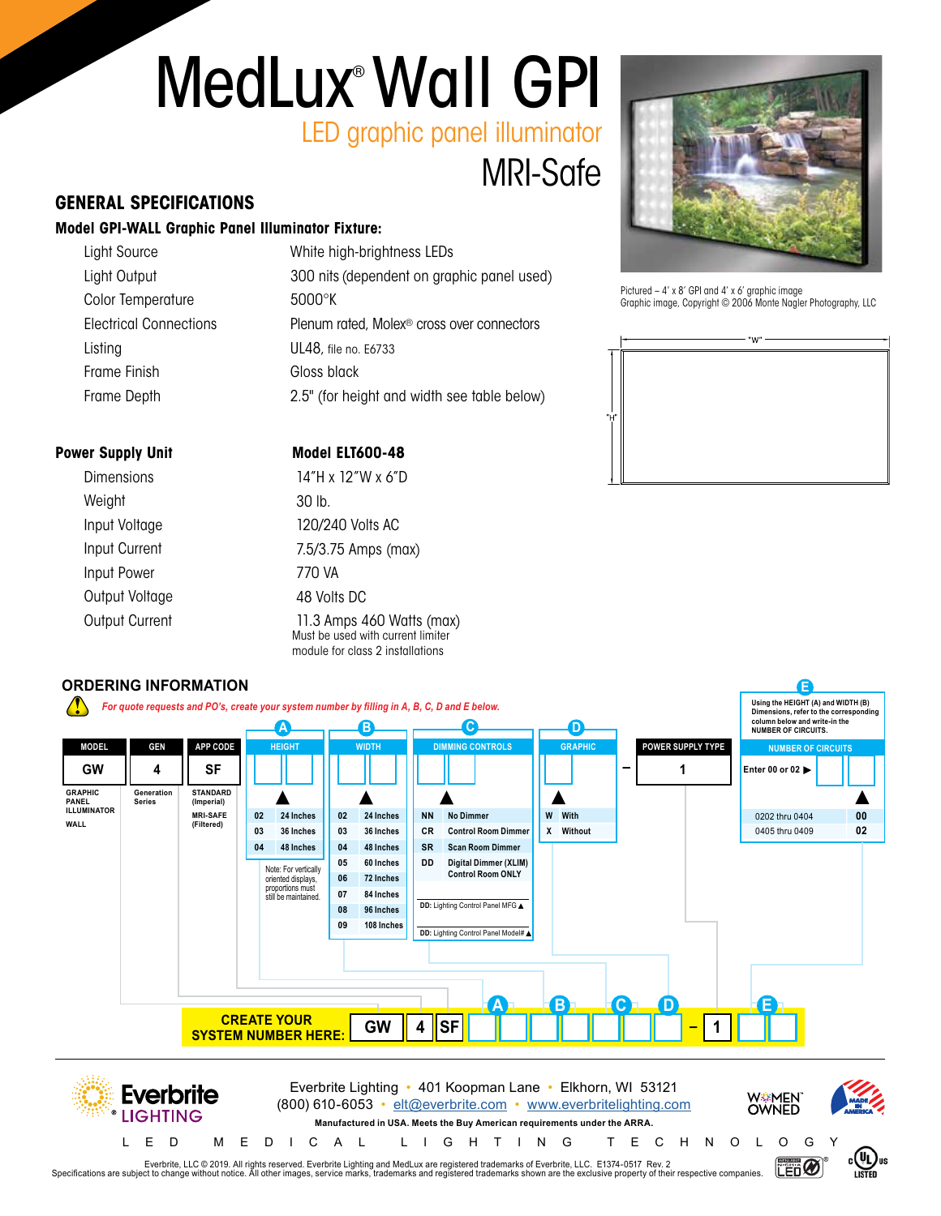# MedLux® Wall GPI

## LED graphic panel illuminator

## MRI-Safe

## GENERAL SPECIFICATIONS

### Model GPI-WALL Graphic Panel Illuminator Fixture:

| | |
|---|---|
| Light Source | White high-brightness LEDs |
| Light Output | 300 nits (dependent on graphic panel used) |
| Color Temperature | 5000°K |
| Electrical Connections | Plenum rated, Molex® cross over connectors |
| Listing | UL48, file no. E6733 |
| Frame Finish | Gloss black |
| Frame Depth | 2.5" (for height and width see table below) |

Pictured – 4' x 8' GPI and 4' x 6' graphic image
Graphic image, Copyright © 2006 Monte Nagler Photography, LLC

"W"

"H"

### Power Supply Unit — Model ELT600-48

| | |
|---|---|
| Dimensions | 14"H x 12"W x 6"D |
| Weight | 30 lb. |
| Input Voltage | 120/240 Volts AC |
| Input Current | 7.5/3.75 Amps (max) |
| Input Power | 770 VA |
| Output Voltage | 48 Volts DC |
| Output Current | 11.3 Amps 460 Watts (max)<br>Must be used with current limiter module for class 2 installations |

## ORDERING INFORMATION

*For quote requests and PO's, create your system number by filling in A, B, C, D and E below.*

| MODEL | GEN | APP CODE |
|---|---|---|
| GW | 4 | SF |
| GRAPHIC PANEL ILLUMINATOR WALL | Generation Series | STANDARD (Imperial)<br>MRI-SAFE (Filtered) |

**A – HEIGHT**

| | |
|---|---|
| 02 | 24 Inches |
| 03 | 36 Inches |
| 04 | 48 Inches |

Note: For vertically oriented displays, proportions must still be maintained.

**B – WIDTH**

| | |
|---|---|
| 02 | 24 Inches |
| 03 | 36 Inches |
| 04 | 48 Inches |
| 05 | 60 Inches |
| 06 | 72 Inches |
| 07 | 84 Inches |
| 08 | 96 Inches |
| 09 | 108 Inches |

**C – DIMMING CONTROLS**

| | |
|---|---|
| NN | No Dimmer |
| CR | Control Room Dimmer |
| SR | Scan Room Dimmer |
| DD | Digital Dimmer (XLIM) Control Room ONLY |

DD: Lighting Control Panel MFG ▲

DD: Lighting Control Panel Model# ▲

**D – GRAPHIC**

| | |
|---|---|
| W | With |
| X | Without |

**POWER SUPPLY TYPE**: 1

**E – NUMBER OF CIRCUITS**

Using the HEIGHT (A) and WIDTH (B) Dimensions, refer to the corresponding column below and write-in the NUMBER OF CIRCUITS.

Enter 00 or 02 ▶

| | |
|---|---|
| 0202 thru 0404 | 00 |
| 0405 thru 0409 | 02 |

**CREATE YOUR SYSTEM NUMBER HERE:** GW | 4 | SF | A | B | C | D | – 1 | E

Everbrite Lighting • 401 Koopman Lane • Elkhorn, WI 53121
(800) 610-6053 • elt@everbrite.com • www.everbritelighting.com

Manufactured in USA. Meets the Buy American requirements under the ARRA.

LED MEDICAL LIGHTING TECHNOLOGY

Everbrite, LLC © 2019. All rights reserved. Everbrite Lighting and MedLux are registered trademarks of Everbrite, LLC. E1374-0517 Rev. 2
Specifications are subject to change without notice. All other images, service marks, trademarks and registered trademarks shown are the exclusive property of their respective companies.